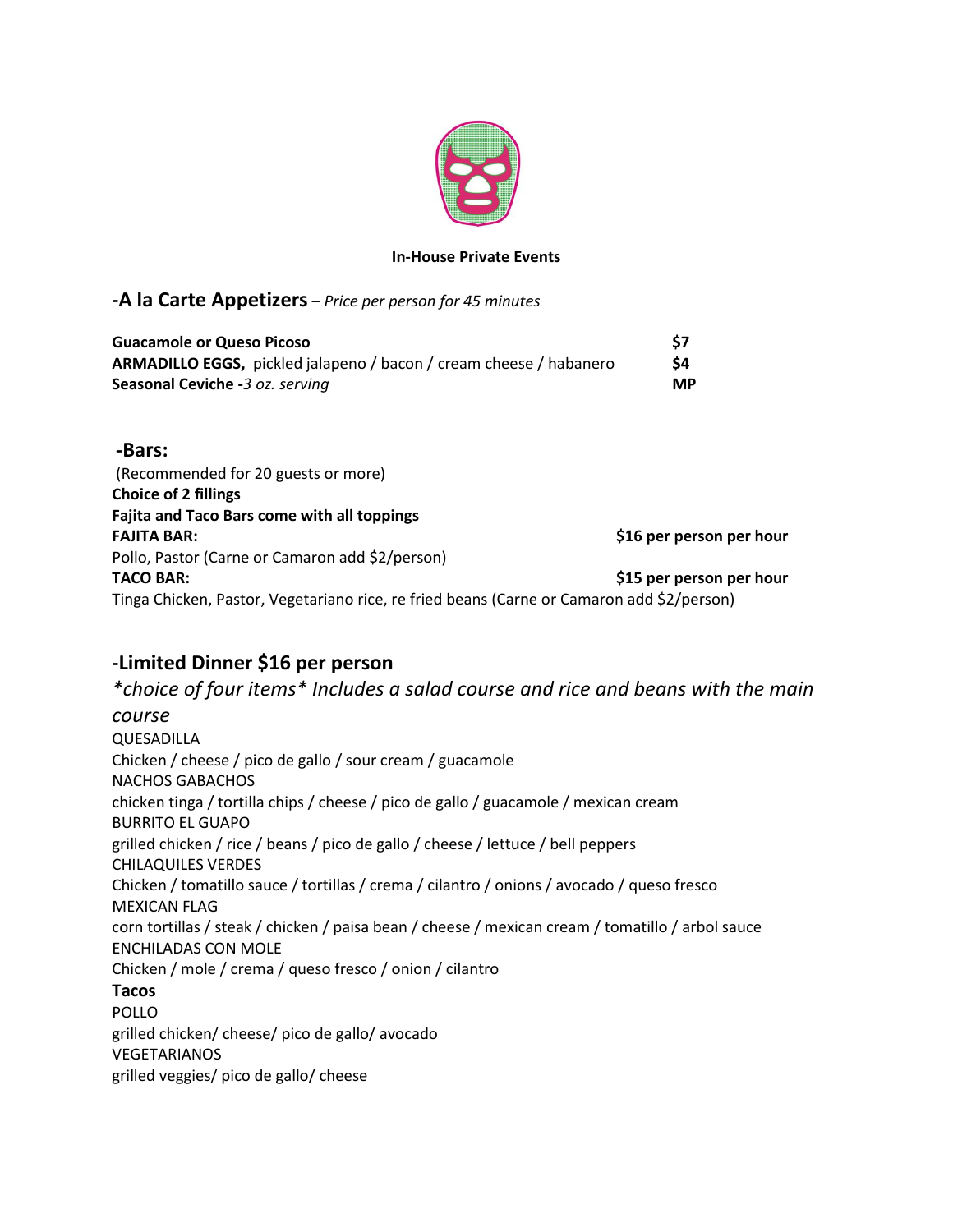**In-House Private Events**

## -A la Carte Appetizers *– Price per person for 45 minutes*

| | |
|---|---|
| **Guacamole or Queso Picoso** | **$7** |
| **ARMADILLO EGGS,** pickled jalapeno / bacon / cream cheese / habanero | **$4** |
| **Seasonal Ceviche** -*3 oz. serving* | **MP** |

## -Bars:

(Recommended for 20 guests or more)

**Choice of 2 fillings**

**Fajita and Taco Bars come with all toppings**

**FAJITA BAR:** **$16 per person per hour**

Pollo, Pastor (Carne or Camaron add $2/person)

**TACO BAR:** **$15 per person per hour**

Tinga Chicken, Pastor, Vegetariano rice, re fried beans (Carne or Camaron add $2/person)

## -Limited Dinner $16 per person

*\*choice of four items\* Includes a salad course and rice and beans with the main course*

QUESADILLA
Chicken / cheese / pico de gallo / sour cream / guacamole

NACHOS GABACHOS
chicken tinga / tortilla chips / cheese / pico de gallo / guacamole / mexican cream

BURRITO EL GUAPO
grilled chicken / rice / beans / pico de gallo / cheese / lettuce / bell peppers

CHILAQUILES VERDES
Chicken / tomatillo sauce / tortillas / crema / cilantro / onions / avocado / queso fresco

MEXICAN FLAG
corn tortillas / steak / chicken / paisa bean / cheese / mexican cream / tomatillo / arbol sauce

ENCHILADAS CON MOLE
Chicken / mole / crema / queso fresco / onion / cilantro

**Tacos**

POLLO
grilled chicken/ cheese/ pico de gallo/ avocado

VEGETARIANOS
grilled veggies/ pico de gallo/ cheese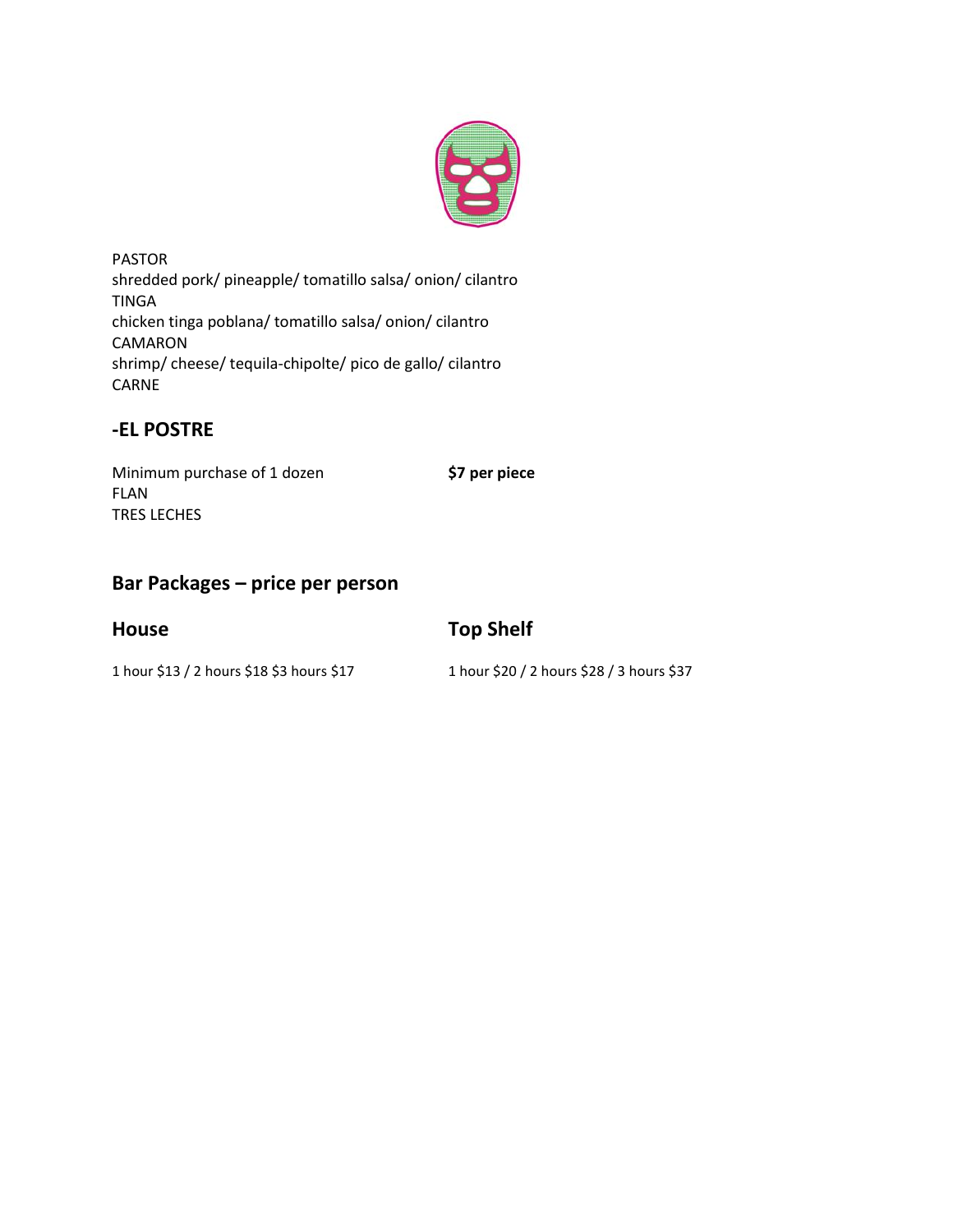PASTOR
shredded pork/ pineapple/ tomatillo salsa/ onion/ cilantro
TINGA
chicken tinga poblana/ tomatillo salsa/ onion/ cilantro
CAMARON
shrimp/ cheese/ tequila-chipolte/ pico de gallo/ cilantro
CARNE

## -EL POSTRE

Minimum purchase of 1 dozen **$7 per piece**
FLAN
TRES LECHES

## Bar Packages – price per person

### House

1 hour $13 / 2 hours $18 $3 hours $17

### Top Shelf

1 hour $20 / 2 hours $28 / 3 hours $37